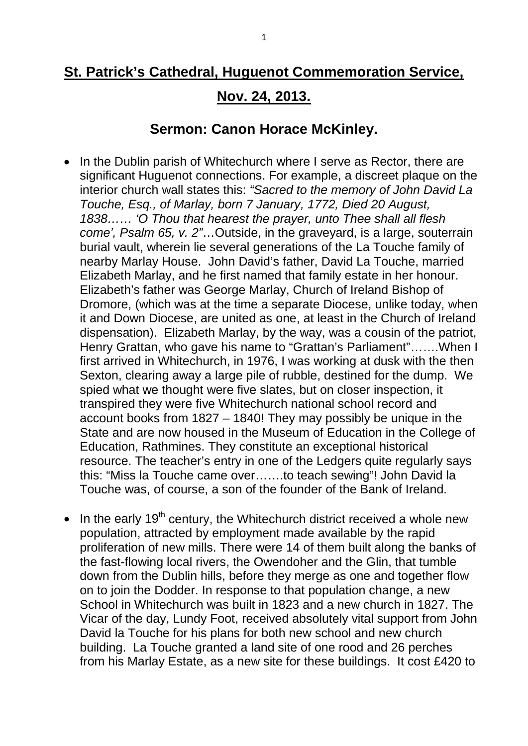# St. Patrick's Cathedral, Huguenot Commemoration Service, Nov. 24, 2013.

## Sermon: Canon Horace McKinley.

- In the Dublin parish of Whitechurch where I serve as Rector, there are significant Huguenot connections. For example, a discreet plaque on the interior church wall states this: *"Sacred to the memory of John David La Touche, Esq., of Marlay, born 7 January, 1772, Died 20 August, 1838…… 'O Thou that hearest the prayer, unto Thee shall all flesh come', Psalm 65, v. 2"*…Outside, in the graveyard, is a large, souterrain burial vault, wherein lie several generations of the La Touche family of nearby Marlay House. John David's father, David La Touche, married Elizabeth Marlay, and he first named that family estate in her honour. Elizabeth's father was George Marlay, Church of Ireland Bishop of Dromore, (which was at the time a separate Diocese, unlike today, when it and Down Diocese, are united as one, at least in the Church of Ireland dispensation). Elizabeth Marlay, by the way, was a cousin of the patriot, Henry Grattan, who gave his name to "Grattan's Parliament"…….When I first arrived in Whitechurch, in 1976, I was working at dusk with the then Sexton, clearing away a large pile of rubble, destined for the dump. We spied what we thought were five slates, but on closer inspection, it transpired they were five Whitechurch national school record and account books from 1827 – 1840! They may possibly be unique in the State and are now housed in the Museum of Education in the College of Education, Rathmines. They constitute an exceptional historical resource. The teacher's entry in one of the Ledgers quite regularly says this: "Miss la Touche came over…….to teach sewing"! John David la Touche was, of course, a son of the founder of the Bank of Ireland.

- In the early 19th century, the Whitechurch district received a whole new population, attracted by employment made available by the rapid proliferation of new mills. There were 14 of them built along the banks of the fast-flowing local rivers, the Owendoher and the Glin, that tumble down from the Dublin hills, before they merge as one and together flow on to join the Dodder. In response to that population change, a new School in Whitechurch was built in 1823 and a new church in 1827. The Vicar of the day, Lundy Foot, received absolutely vital support from John David la Touche for his plans for both new school and new church building. La Touche granted a land site of one rood and 26 perches from his Marlay Estate, as a new site for these buildings. It cost £420 to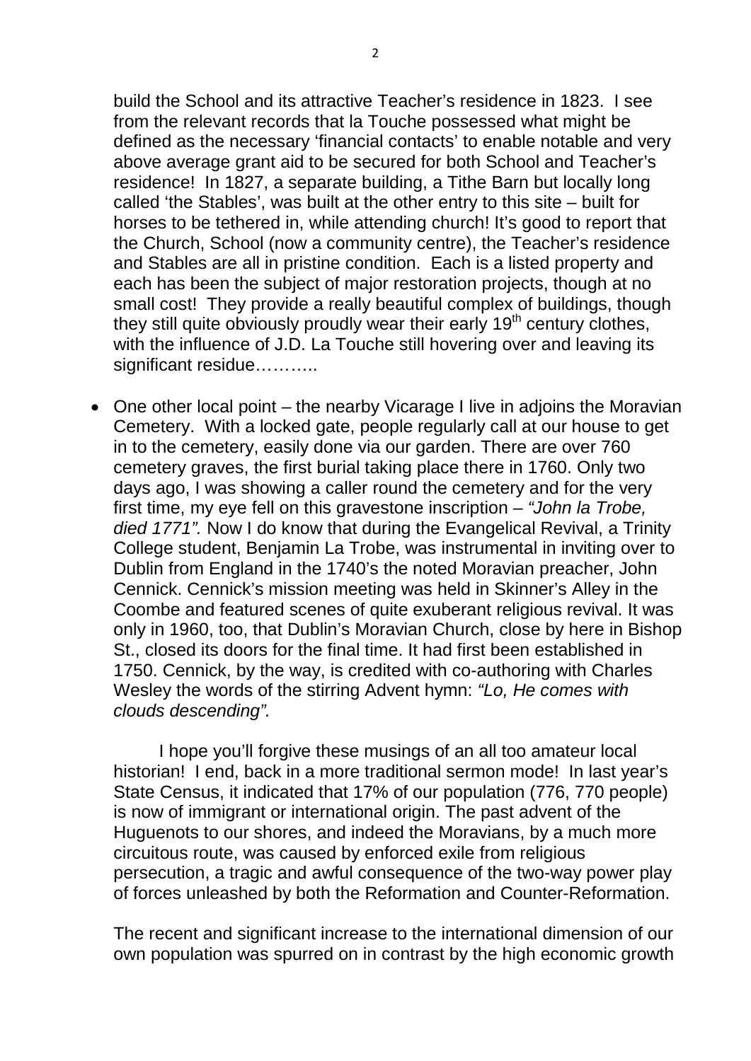build the School and its attractive Teacher's residence in 1823. I see from the relevant records that la Touche possessed what might be defined as the necessary 'financial contacts' to enable notable and very above average grant aid to be secured for both School and Teacher's residence! In 1827, a separate building, a Tithe Barn but locally long called 'the Stables', was built at the other entry to this site – built for horses to be tethered in, while attending church! It's good to report that the Church, School (now a community centre), the Teacher's residence and Stables are all in pristine condition. Each is a listed property and each has been the subject of major restoration projects, though at no small cost! They provide a really beautiful complex of buildings, though they still quite obviously proudly wear their early 19th century clothes, with the influence of J.D. La Touche still hovering over and leaving its significant residue………..

- One other local point – the nearby Vicarage I live in adjoins the Moravian Cemetery. With a locked gate, people regularly call at our house to get in to the cemetery, easily done via our garden. There are over 760 cemetery graves, the first burial taking place there in 1760. Only two days ago, I was showing a caller round the cemetery and for the very first time, my eye fell on this gravestone inscription – *"John la Trobe, died 1771".* Now I do know that during the Evangelical Revival, a Trinity College student, Benjamin La Trobe, was instrumental in inviting over to Dublin from England in the 1740's the noted Moravian preacher, John Cennick. Cennick's mission meeting was held in Skinner's Alley in the Coombe and featured scenes of quite exuberant religious revival. It was only in 1960, too, that Dublin's Moravian Church, close by here in Bishop St., closed its doors for the final time. It had first been established in 1750. Cennick, by the way, is credited with co-authoring with Charles Wesley the words of the stirring Advent hymn: *"Lo, He comes with clouds descending".*

I hope you'll forgive these musings of an all too amateur local historian! I end, back in a more traditional sermon mode! In last year's State Census, it indicated that 17% of our population (776, 770 people) is now of immigrant or international origin. The past advent of the Huguenots to our shores, and indeed the Moravians, by a much more circuitous route, was caused by enforced exile from religious persecution, a tragic and awful consequence of the two-way power play of forces unleashed by both the Reformation and Counter-Reformation.

The recent and significant increase to the international dimension of our own population was spurred on in contrast by the high economic growth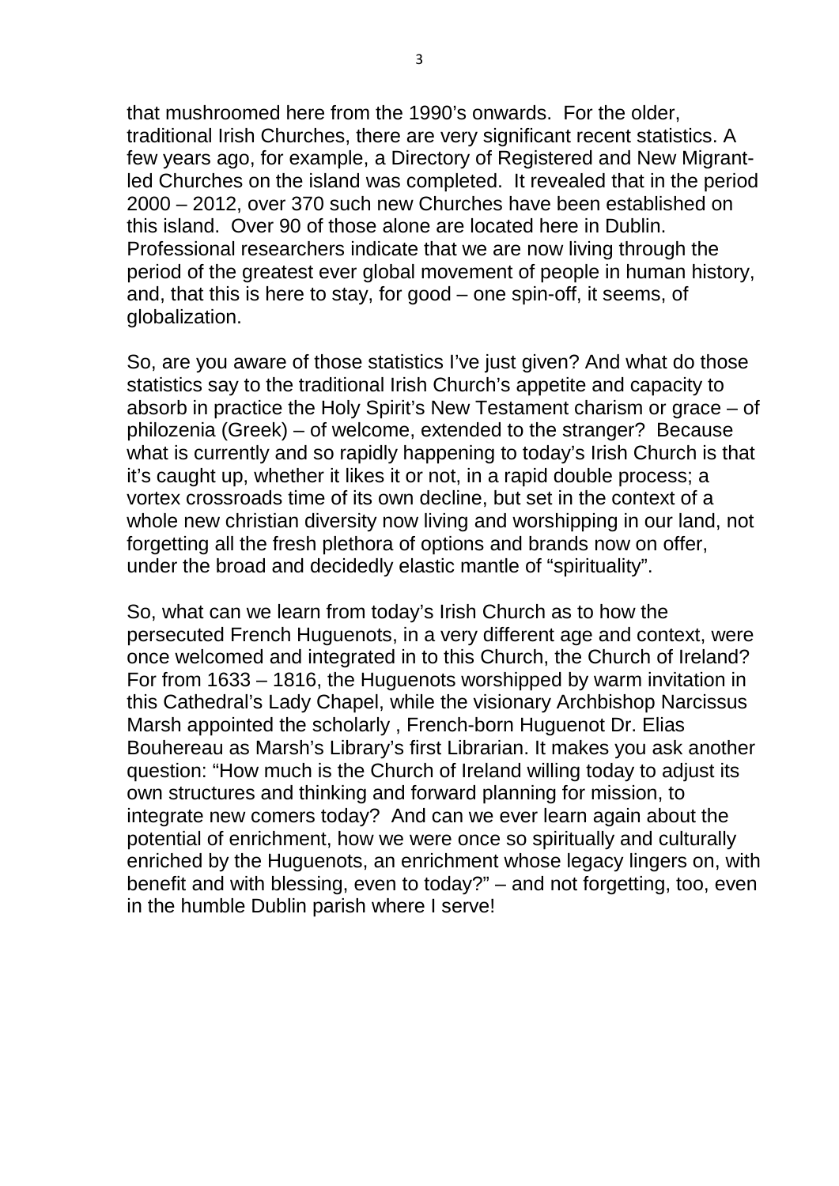that mushroomed here from the 1990's onwards. For the older, traditional Irish Churches, there are very significant recent statistics. A few years ago, for example, a Directory of Registered and New Migrant-led Churches on the island was completed. It revealed that in the period 2000 – 2012, over 370 such new Churches have been established on this island. Over 90 of those alone are located here in Dublin. Professional researchers indicate that we are now living through the period of the greatest ever global movement of people in human history, and, that this is here to stay, for good – one spin-off, it seems, of globalization.

So, are you aware of those statistics I've just given? And what do those statistics say to the traditional Irish Church's appetite and capacity to absorb in practice the Holy Spirit's New Testament charism or grace – of philozenia (Greek) – of welcome, extended to the stranger? Because what is currently and so rapidly happening to today's Irish Church is that it's caught up, whether it likes it or not, in a rapid double process; a vortex crossroads time of its own decline, but set in the context of a whole new christian diversity now living and worshipping in our land, not forgetting all the fresh plethora of options and brands now on offer, under the broad and decidedly elastic mantle of "spirituality".

So, what can we learn from today's Irish Church as to how the persecuted French Huguenots, in a very different age and context, were once welcomed and integrated in to this Church, the Church of Ireland? For from 1633 – 1816, the Huguenots worshipped by warm invitation in this Cathedral's Lady Chapel, while the visionary Archbishop Narcissus Marsh appointed the scholarly , French-born Huguenot Dr. Elias Bouhereau as Marsh's Library's first Librarian. It makes you ask another question: "How much is the Church of Ireland willing today to adjust its own structures and thinking and forward planning for mission, to integrate new comers today? And can we ever learn again about the potential of enrichment, how we were once so spiritually and culturally enriched by the Huguenots, an enrichment whose legacy lingers on, with benefit and with blessing, even to today?" – and not forgetting, too, even in the humble Dublin parish where I serve!